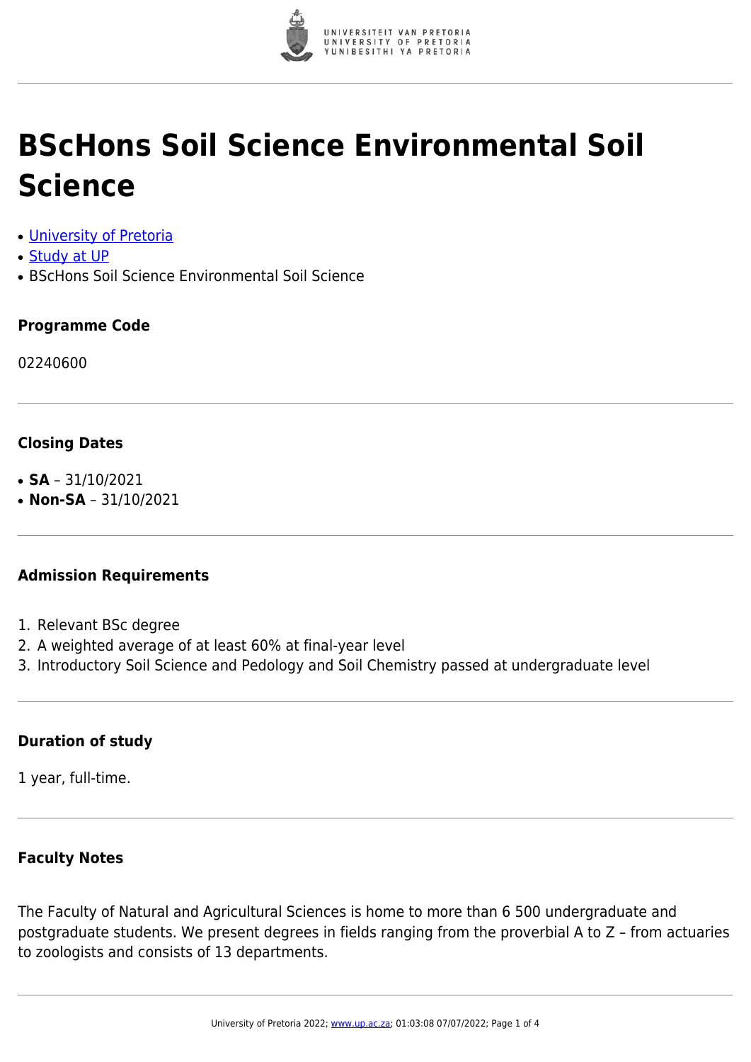# BScHons Soil Science Environmental Soil Science

- [University of Pretoria]
- [Study at UP]
- BScHons Soil Science Environmental Soil Science

### Programme Code

02240600

### Closing Dates

- **SA** – 31/10/2021
- **Non-SA** – 31/10/2021

### Admission Requirements

1. Relevant BSc degree
2. A weighted average of at least 60% at final-year level
3. Introductory Soil Science and Pedology and Soil Chemistry passed at undergraduate level

### Duration of study

1 year, full-time.

### Faculty Notes

The Faculty of Natural and Agricultural Sciences is home to more than 6 500 undergraduate and postgraduate students. We present degrees in fields ranging from the proverbial A to Z – from actuaries to zoologists and consists of 13 departments.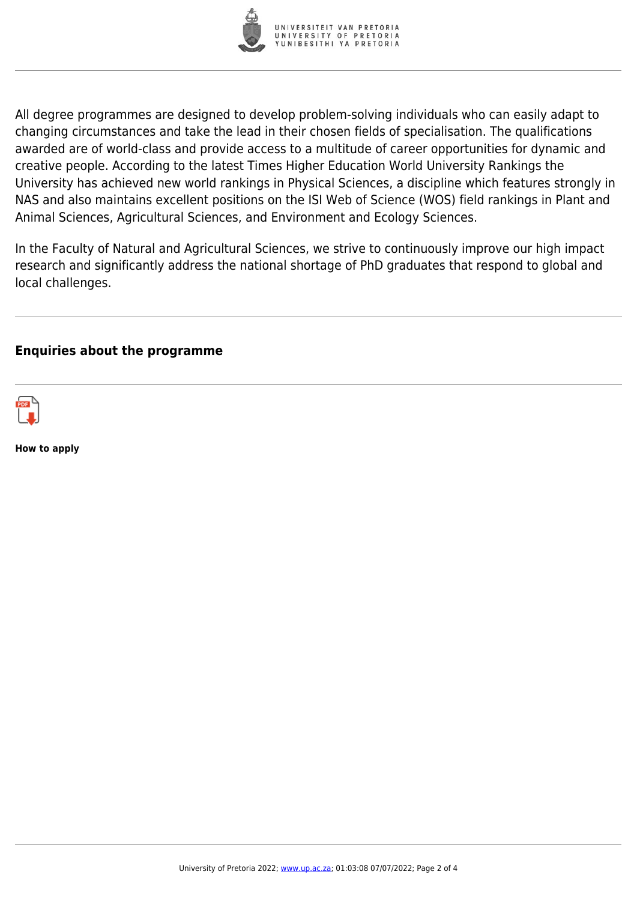All degree programmes are designed to develop problem-solving individuals who can easily adapt to changing circumstances and take the lead in their chosen fields of specialisation. The qualifications awarded are of world-class and provide access to a multitude of career opportunities for dynamic and creative people. According to the latest Times Higher Education World University Rankings the University has achieved new world rankings in Physical Sciences, a discipline which features strongly in NAS and also maintains excellent positions on the ISI Web of Science (WOS) field rankings in Plant and Animal Sciences, Agricultural Sciences, and Environment and Ecology Sciences.

In the Faculty of Natural and Agricultural Sciences, we strive to continuously improve our high impact research and significantly address the national shortage of PhD graduates that respond to global and local challenges.

## Enquiries about the programme

**How to apply**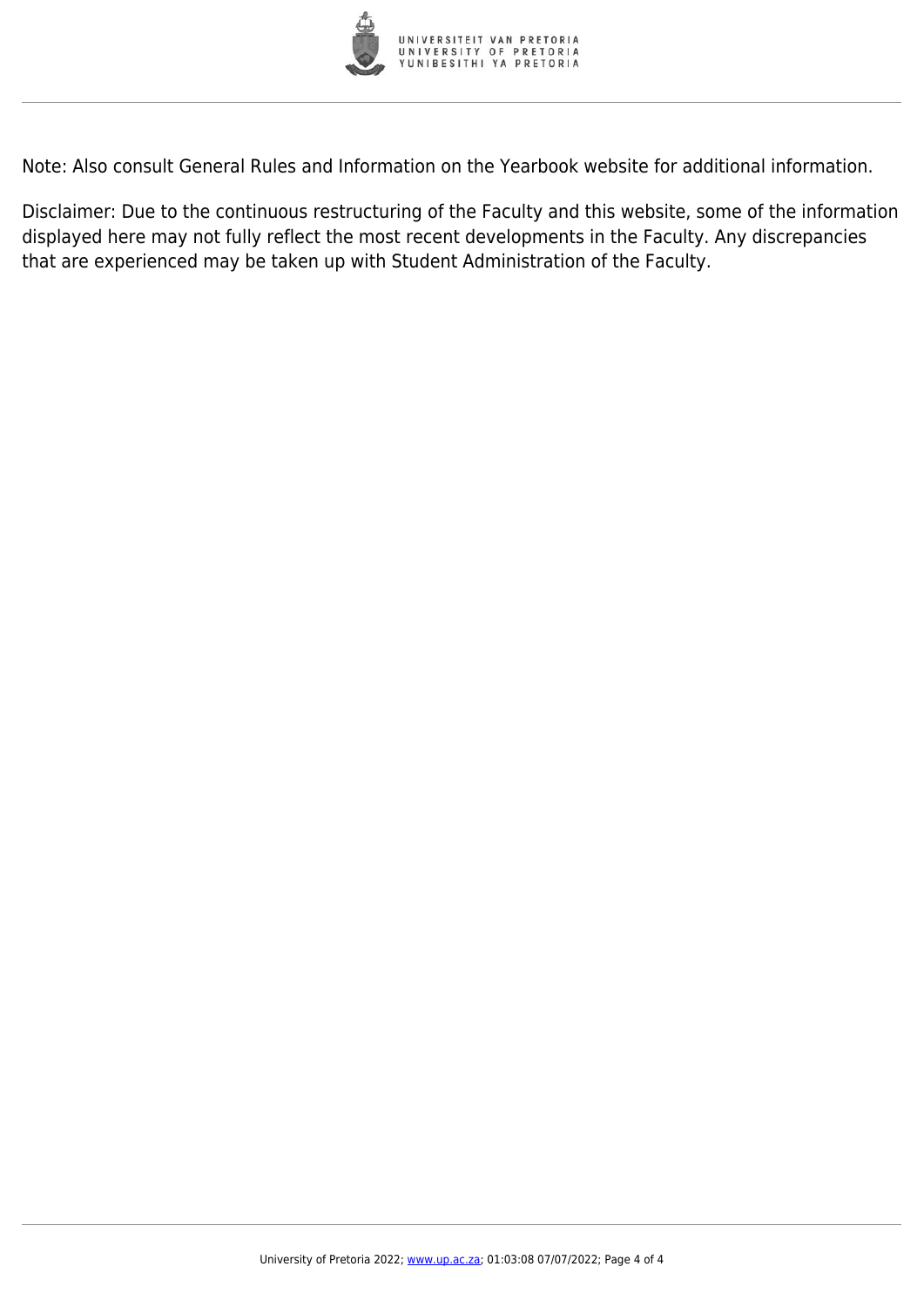Note: Also consult General Rules and Information on the Yearbook website for additional information.

Disclaimer: Due to the continuous restructuring of the Faculty and this website, some of the information displayed here may not fully reflect the most recent developments in the Faculty. Any discrepancies that are experienced may be taken up with Student Administration of the Faculty.